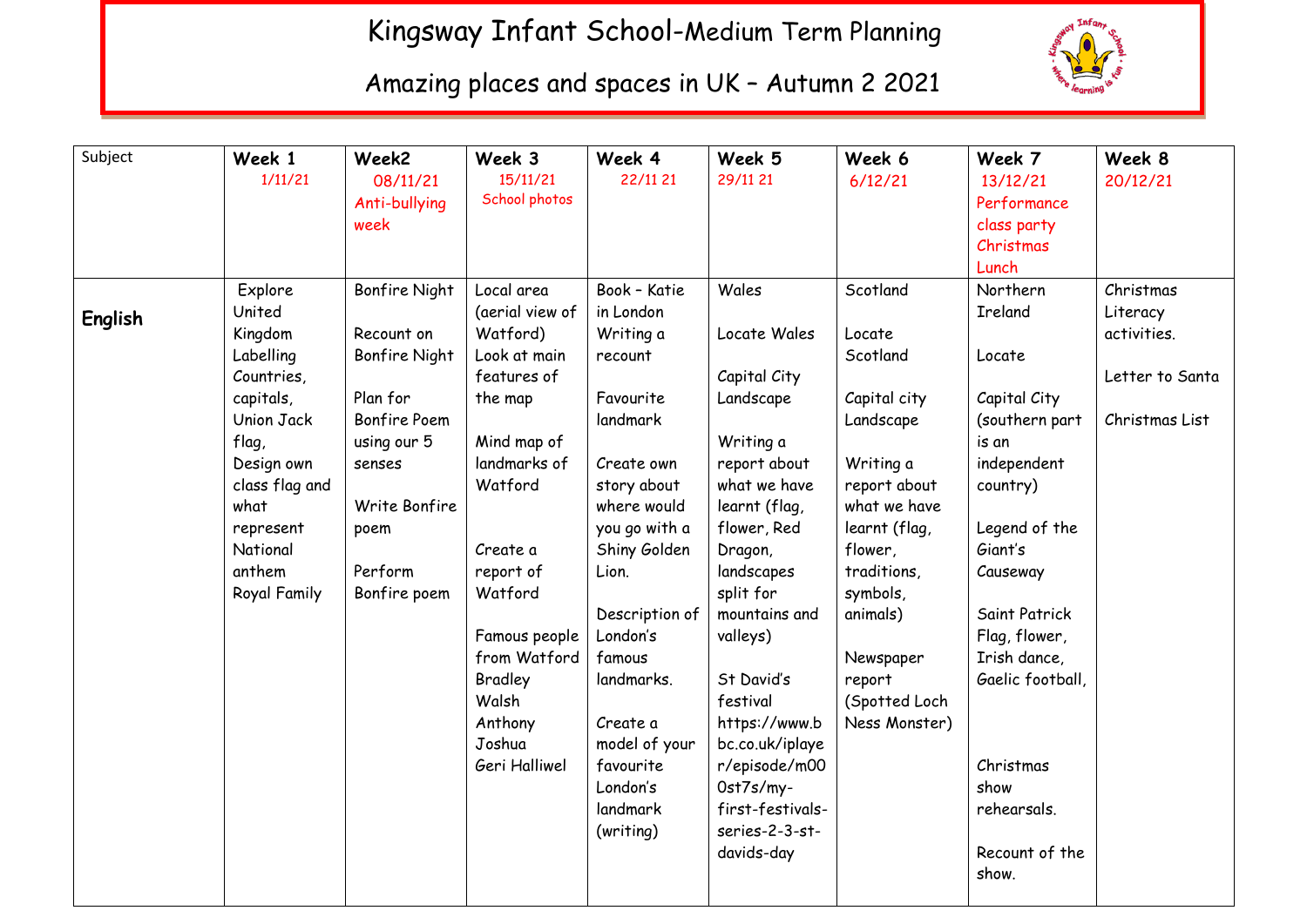# Kingsway Infant School-Medium Term Planning

## Amazing places and spaces in UK – Autumn 2 2021

| Subject | Week 1 1/11/21 | Week2 08/11/21 Anti-bullying week | Week 3 15/11/21 School photos | Week 4 22/11 21 | Week 5 29/11 21 | Week 6 6/12/21 | Week 7 13/12/21 Performance class party Christmas Lunch | Week 8 20/12/21 |
|---|---|---|---|---|---|---|---|---|
| **English** | Explore United Kingdom Labelling Countries, capitals, Union Jack flag, Design own class flag and what represent National anthem Royal Family | Bonfire Night<br><br>Recount on Bonfire Night<br><br>Plan for Bonfire Poem using our 5 senses<br><br>Write Bonfire poem<br><br>Perform Bonfire poem | Local area (aerial view of Watford) Look at main features of the map<br><br>Mind map of landmarks of Watford<br><br>Create a report of Watford<br><br>Famous people from Watford Bradley Walsh Anthony Joshua Geri Halliwel | Book – Katie in London Writing a recount<br><br>Favourite landmark<br><br>Create own story about where would you go with a Shiny Golden Lion.<br><br>Description of London's famous landmarks.<br><br>Create a model of your favourite London's landmark (writing) | Wales<br><br>Locate Wales<br><br>Capital City Landscape<br><br>Writing a report about what we have learnt (flag, flower, Red Dragon, landscapes split for mountains and valleys)<br><br>St David's festival https://www.bbc.co.uk/iplayer/episode/m000st7s/my-first-festivals-series-2-3-st-davids-day | Scotland<br><br>Locate Scotland<br><br>Capital city Landscape<br><br>Writing a report about what we have learnt (flag, flower, traditions, symbols, animals)<br><br>Newspaper report (Spotted Loch Ness Monster) | Northern Ireland<br><br>Locate<br><br>Capital City (southern part is an independent country)<br><br>Legend of the Giant's Causeway<br><br>Saint Patrick Flag, flower, Irish dance, Gaelic football,<br><br>Christmas show rehearsals.<br><br>Recount of the show. | Christmas Literacy activities.<br><br>Letter to Santa<br><br>Christmas List |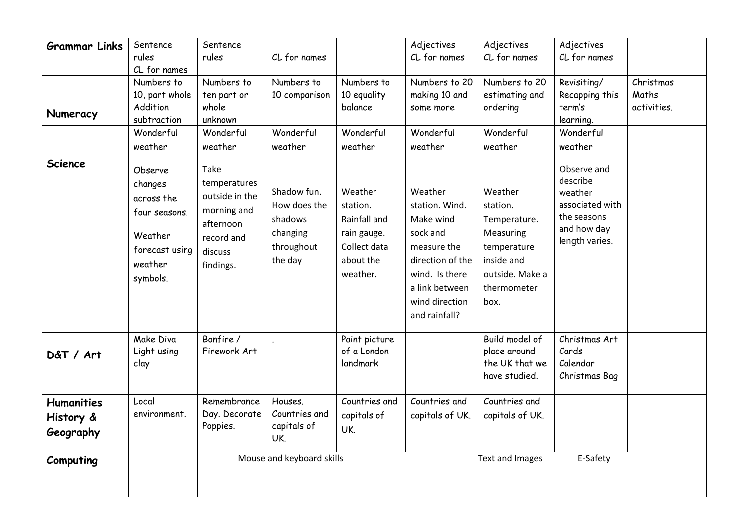| Grammar Links | Sentence rules CL for names | Sentence rules | CL for names | | Adjectives CL for names | Adjectives CL for names | Adjectives CL for names | |
|---|---|---|---|---|---|---|---|---|
| Numeracy | Numbers to 10, part whole Addition subtraction | Numbers to ten part or whole unknown | Numbers to 10 comparison | Numbers to 10 equality balance | Numbers to 20 making 10 and some more | Numbers to 20 estimating and ordering | Revisiting/ Recapping this term's learning. | Christmas Maths activities. |
| Science | Wonderful weather<br><br>Observe changes across the four seasons.<br><br>Weather forecast using weather symbols. | Wonderful weather<br><br>Take temperatures outside in the morning and afternoon record and discuss findings. | Wonderful weather<br><br>Shadow fun. How does the shadows changing throughout the day | Wonderful weather<br><br>Weather station. Rainfall and rain gauge. Collect data about the weather. | Wonderful weather<br><br>Weather station. Wind. Make wind sock and measure the direction of the wind. Is there a link between wind direction and rainfall? | Wonderful weather<br><br>Weather station. Temperature. Measuring temperature inside and outside. Make a thermometer box. | Wonderful weather<br><br>Observe and describe weather associated with the seasons and how day length varies. | |
| D&T / Art | Make Diva Light using clay | Bonfire / Firework Art | . | Paint picture of a London landmark | | Build model of place around the UK that we have studied. | Christmas Art Cards Calendar Christmas Bag | |
| Humanities History & Geography | Local environment. | Remembrance Day. Decorate Poppies. | Houses. Countries and capitals of UK. | Countries and capitals of UK. | Countries and capitals of UK. | Countries and capitals of UK. | | |
| Computing | | Mouse and keyboard skills | | | | Text and Images | E-Safety | |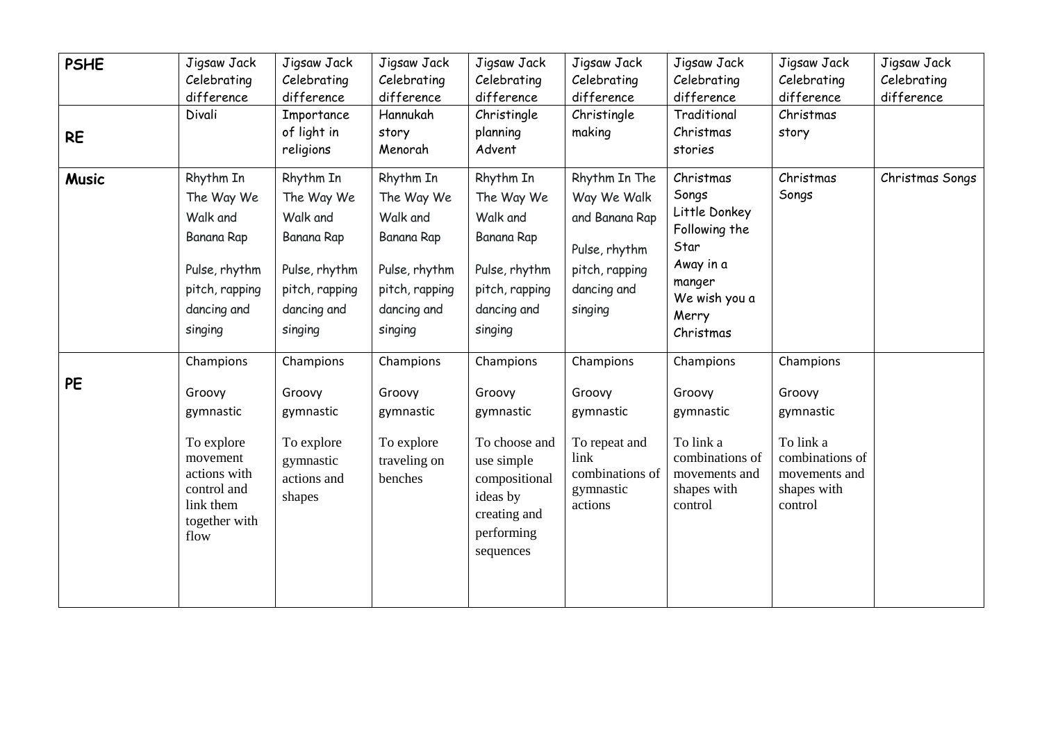| | | | | | | | | |
|---|---|---|---|---|---|---|---|---|
| **PSHE** | Jigsaw Jack Celebrating difference | Jigsaw Jack Celebrating difference | Jigsaw Jack Celebrating difference | Jigsaw Jack Celebrating difference | Jigsaw Jack Celebrating difference | Jigsaw Jack Celebrating difference | Jigsaw Jack Celebrating difference | Jigsaw Jack Celebrating difference |
| **RE** | Divali | Importance of light in religions | Hannukah story Menorah | Christingle planning Advent | Christingle making | Traditional Christmas stories | Christmas story | |
| **Music** | Rhythm In The Way We Walk and Banana Rap<br><br>Pulse, rhythm pitch, rapping dancing and singing | Rhythm In The Way We Walk and Banana Rap<br><br>Pulse, rhythm pitch, rapping dancing and singing | Rhythm In The Way We Walk and Banana Rap<br><br>Pulse, rhythm pitch, rapping dancing and singing | Rhythm In The Way We Walk and Banana Rap<br><br>Pulse, rhythm pitch, rapping dancing and singing | Rhythm In The Way We Walk and Banana Rap<br><br>Pulse, rhythm pitch, rapping dancing and singing | Christmas Songs<br>Little Donkey<br>Following the Star<br>Away in a manger<br>We wish you a Merry Christmas | Christmas Songs | Christmas Songs |
| **PE** | Champions<br><br>Groovy gymnastic<br><br>To explore movement actions with control and link them together with flow | Champions<br><br>Groovy gymnastic<br><br>To explore gymnastic actions and shapes | Champions<br><br>Groovy gymnastic<br><br>To explore traveling on benches | Champions<br><br>Groovy gymnastic<br><br>To choose and use simple compositional ideas by creating and performing sequences | Champions<br><br>Groovy gymnastic<br><br>To repeat and link combinations of gymnastic actions | Champions<br><br>Groovy gymnastic<br><br>To link a combinations of movements and shapes with control | Champions<br><br>Groovy gymnastic<br><br>To link a combinations of movements and shapes with control | |